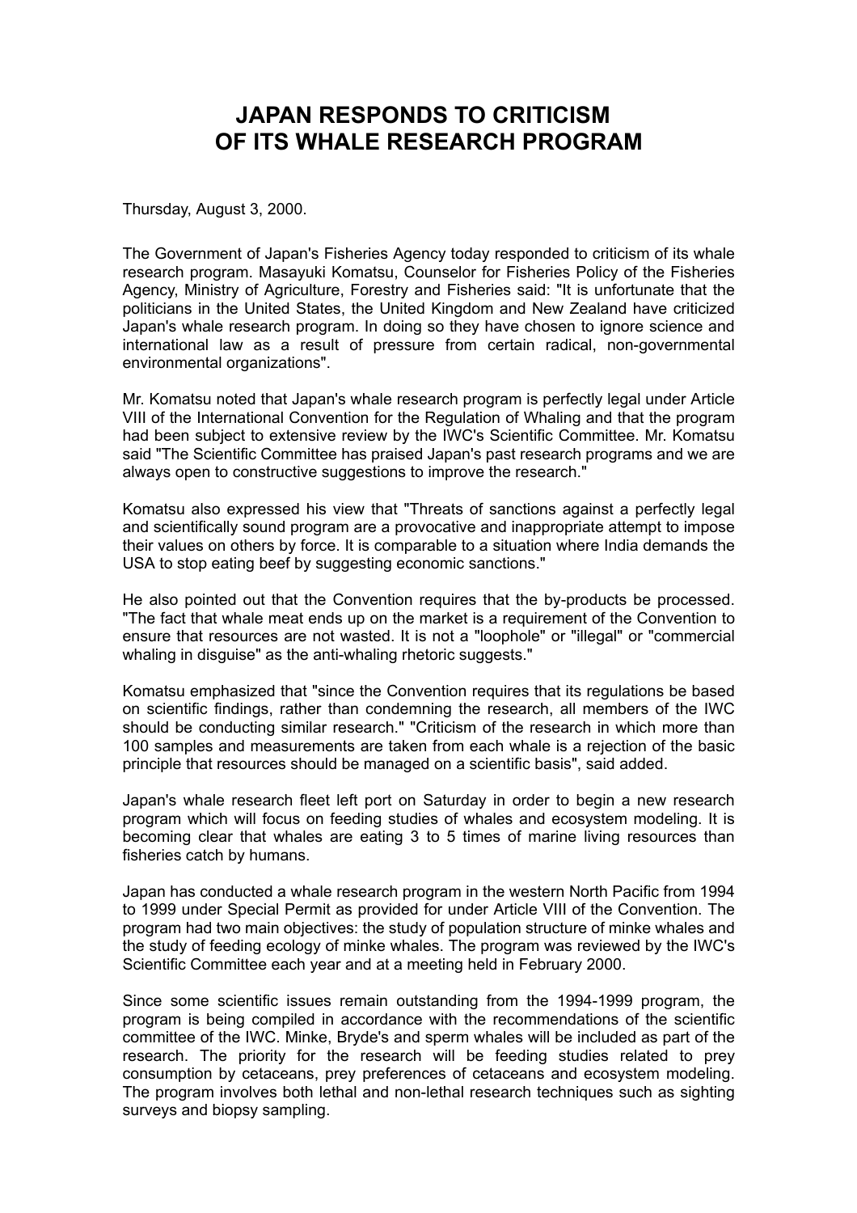# JAPAN RESPONDS TO CRITICISM OF ITS WHALE RESEARCH PROGRAM

Thursday, August 3, 2000.

The Government of Japan's Fisheries Agency today responded to criticism of its whale research program. Masayuki Komatsu, Counselor for Fisheries Policy of the Fisheries Agency, Ministry of Agriculture, Forestry and Fisheries said: "It is unfortunate that the politicians in the United States, the United Kingdom and New Zealand have criticized Japan's whale research program. In doing so they have chosen to ignore science and international law as a result of pressure from certain radical, non-governmental environmental organizations".

Mr. Komatsu noted that Japan's whale research program is perfectly legal under Article VIII of the International Convention for the Regulation of Whaling and that the program had been subject to extensive review by the IWC's Scientific Committee. Mr. Komatsu said "The Scientific Committee has praised Japan's past research programs and we are always open to constructive suggestions to improve the research."

Komatsu also expressed his view that "Threats of sanctions against a perfectly legal and scientifically sound program are a provocative and inappropriate attempt to impose their values on others by force. It is comparable to a situation where India demands the USA to stop eating beef by suggesting economic sanctions."

He also pointed out that the Convention requires that the by-products be processed. "The fact that whale meat ends up on the market is a requirement of the Convention to ensure that resources are not wasted. It is not a "loophole" or "illegal" or "commercial whaling in disguise" as the anti-whaling rhetoric suggests."

Komatsu emphasized that "since the Convention requires that its regulations be based on scientific findings, rather than condemning the research, all members of the IWC should be conducting similar research." "Criticism of the research in which more than 100 samples and measurements are taken from each whale is a rejection of the basic principle that resources should be managed on a scientific basis", said added.

Japan's whale research fleet left port on Saturday in order to begin a new research program which will focus on feeding studies of whales and ecosystem modeling. It is becoming clear that whales are eating 3 to 5 times of marine living resources than fisheries catch by humans.

Japan has conducted a whale research program in the western North Pacific from 1994 to 1999 under Special Permit as provided for under Article VIII of the Convention. The program had two main objectives: the study of population structure of minke whales and the study of feeding ecology of minke whales. The program was reviewed by the IWC's Scientific Committee each year and at a meeting held in February 2000.

Since some scientific issues remain outstanding from the 1994-1999 program, the program is being compiled in accordance with the recommendations of the scientific committee of the IWC. Minke, Bryde's and sperm whales will be included as part of the research. The priority for the research will be feeding studies related to prey consumption by cetaceans, prey preferences of cetaceans and ecosystem modeling. The program involves both lethal and non-lethal research techniques such as sighting surveys and biopsy sampling.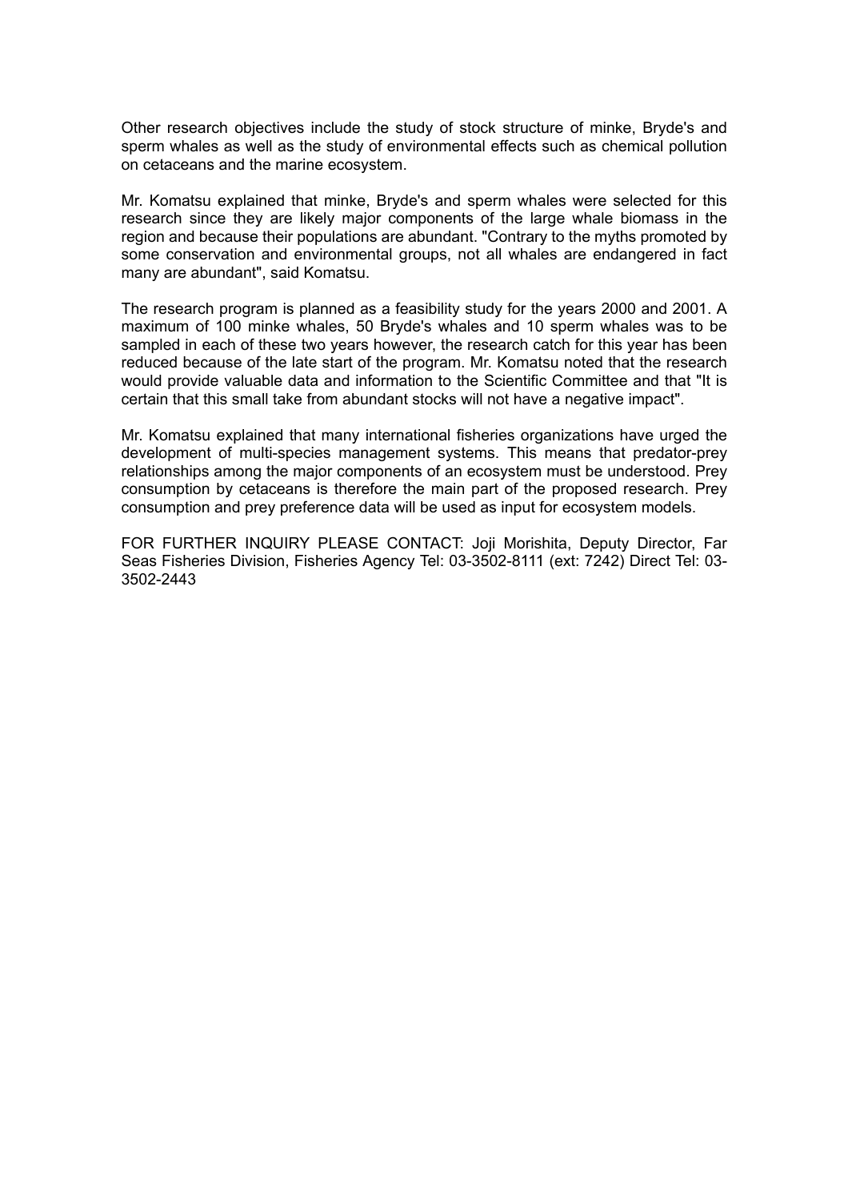Other research objectives include the study of stock structure of minke, Bryde's and sperm whales as well as the study of environmental effects such as chemical pollution on cetaceans and the marine ecosystem.

Mr. Komatsu explained that minke, Bryde's and sperm whales were selected for this research since they are likely major components of the large whale biomass in the region and because their populations are abundant. "Contrary to the myths promoted by some conservation and environmental groups, not all whales are endangered in fact many are abundant", said Komatsu.

The research program is planned as a feasibility study for the years 2000 and 2001. A maximum of 100 minke whales, 50 Bryde's whales and 10 sperm whales was to be sampled in each of these two years however, the research catch for this year has been reduced because of the late start of the program. Mr. Komatsu noted that the research would provide valuable data and information to the Scientific Committee and that "It is certain that this small take from abundant stocks will not have a negative impact".

Mr. Komatsu explained that many international fisheries organizations have urged the development of multi-species management systems. This means that predator-prey relationships among the major components of an ecosystem must be understood. Prey consumption by cetaceans is therefore the main part of the proposed research. Prey consumption and prey preference data will be used as input for ecosystem models.

FOR FURTHER INQUIRY PLEASE CONTACT: Joji Morishita, Deputy Director, Far Seas Fisheries Division, Fisheries Agency Tel: 03-3502-8111 (ext: 7242) Direct Tel: 03-3502-2443